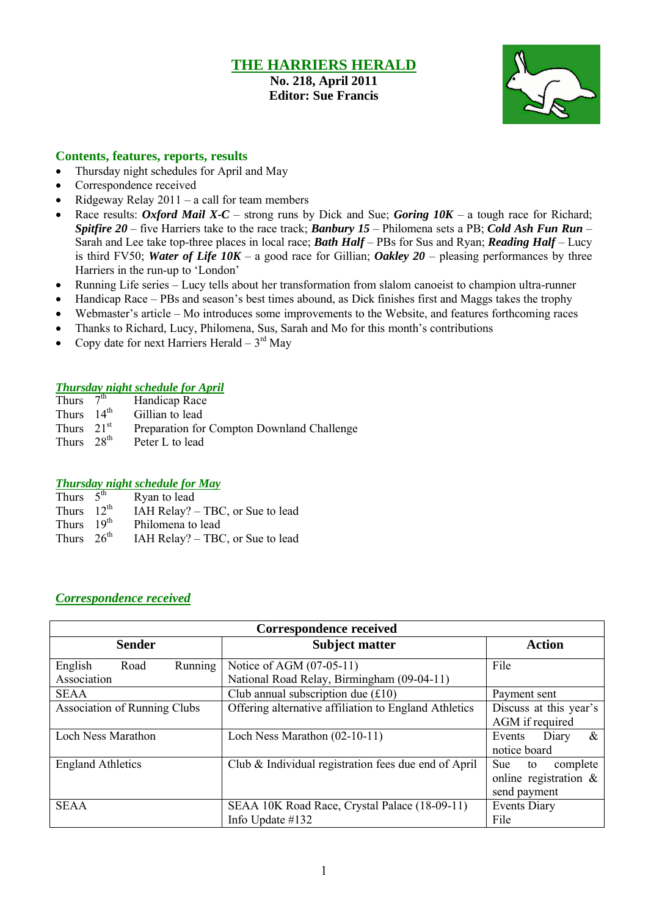# THE HARRIERS HERALD

**No. 218, April 2011**
**Editor: Sue Francis**

## Contents, features, reports, results

- Thursday night schedules for April and May
- Correspondence received
- Ridgeway Relay 2011 – a call for team members
- Race results: ***Oxford Mail X-C*** – strong runs by Dick and Sue; ***Goring 10K*** – a tough race for Richard; ***Spitfire 20*** – five Harriers take to the race track; ***Banbury 15*** – Philomena sets a PB; ***Cold Ash Fun Run*** – Sarah and Lee take top-three places in local race; ***Bath Half*** – PBs for Sus and Ryan; ***Reading Half*** – Lucy is third FV50; ***Water of Life 10K*** – a good race for Gillian; ***Oakley 20*** – pleasing performances by three Harriers in the run-up to 'London'
- Running Life series – Lucy tells about her transformation from slalom canoeist to champion ultra-runner
- Handicap Race – PBs and season's best times abound, as Dick finishes first and Maggs takes the trophy
- Webmaster's article – Mo introduces some improvements to the Website, and features forthcoming races
- Thanks to Richard, Lucy, Philomena, Sus, Sarah and Mo for this month's contributions
- Copy date for next Harriers Herald – 3rd May

## *Thursday night schedule for April*

| | | |
|---|---|---|
| Thurs | 7th | Handicap Race |
| Thurs | 14th | Gillian to lead |
| Thurs | 21st | Preparation for Compton Downland Challenge |
| Thurs | 28th | Peter L to lead |

## *Thursday night schedule for May*

| | | |
|---|---|---|
| Thurs | 5th | Ryan to lead |
| Thurs | 12th | IAH Relay? – TBC, or Sue to lead |
| Thurs | 19th | Philomena to lead |
| Thurs | 26th | IAH Relay? – TBC, or Sue to lead |

## *Correspondence received*

| Sender | Subject matter | Action |
|---|---|---|
| English Road Running Association | Notice of AGM (07-05-11)<br>National Road Relay, Birmingham (09-04-11) | File |
| SEAA | Club annual subscription due (£10) | Payment sent |
| Association of Running Clubs | Offering alternative affiliation to England Athletics | Discuss at this year's AGM if required |
| Loch Ness Marathon | Loch Ness Marathon (02-10-11) | Events Diary & notice board |
| England Athletics | Club & Individual registration fees due end of April | Sue to complete online registration & send payment |
| SEAA | SEAA 10K Road Race, Crystal Palace (18-09-11)<br>Info Update #132 | Events Diary<br>File |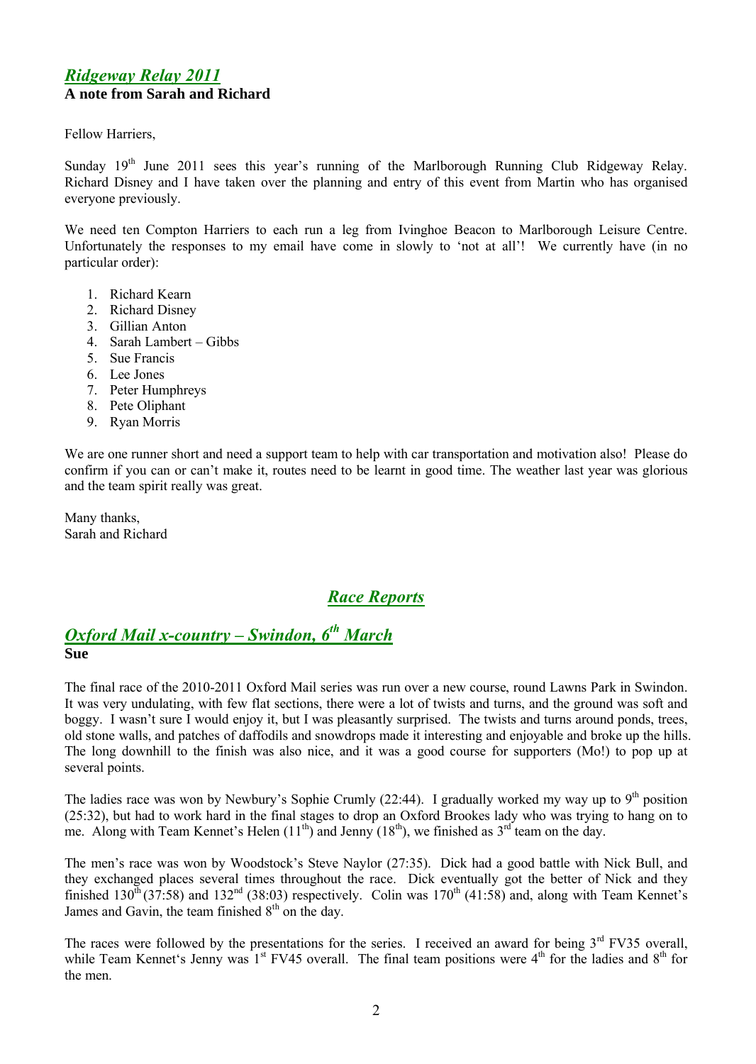## *Ridgeway Relay 2011*

**A note from Sarah and Richard**

Fellow Harriers,

Sunday 19th June 2011 sees this year's running of the Marlborough Running Club Ridgeway Relay. Richard Disney and I have taken over the planning and entry of this event from Martin who has organised everyone previously.

We need ten Compton Harriers to each run a leg from Ivinghoe Beacon to Marlborough Leisure Centre. Unfortunately the responses to my email have come in slowly to 'not at all'! We currently have (in no particular order):

1. Richard Kearn
2. Richard Disney
3. Gillian Anton
4. Sarah Lambert – Gibbs
5. Sue Francis
6. Lee Jones
7. Peter Humphreys
8. Pete Oliphant
9. Ryan Morris

We are one runner short and need a support team to help with car transportation and motivation also! Please do confirm if you can or can't make it, routes need to be learnt in good time. The weather last year was glorious and the team spirit really was great.

Many thanks,
Sarah and Richard

# *Race Reports*

## *Oxford Mail x-country – Swindon, 6th March*

**Sue**

The final race of the 2010-2011 Oxford Mail series was run over a new course, round Lawns Park in Swindon. It was very undulating, with few flat sections, there were a lot of twists and turns, and the ground was soft and boggy. I wasn't sure I would enjoy it, but I was pleasantly surprised. The twists and turns around ponds, trees, old stone walls, and patches of daffodils and snowdrops made it interesting and enjoyable and broke up the hills. The long downhill to the finish was also nice, and it was a good course for supporters (Mo!) to pop up at several points.

The ladies race was won by Newbury's Sophie Crumly (22:44). I gradually worked my way up to 9th position (25:32), but had to work hard in the final stages to drop an Oxford Brookes lady who was trying to hang on to me. Along with Team Kennet's Helen (11th) and Jenny (18th), we finished as 3rd team on the day.

The men's race was won by Woodstock's Steve Naylor (27:35). Dick had a good battle with Nick Bull, and they exchanged places several times throughout the race. Dick eventually got the better of Nick and they finished 130th (37:58) and 132nd (38:03) respectively. Colin was 170th (41:58) and, along with Team Kennet's James and Gavin, the team finished 8th on the day.

The races were followed by the presentations for the series. I received an award for being 3rd FV35 overall, while Team Kennet's Jenny was 1st FV45 overall. The final team positions were 4th for the ladies and 8th for the men.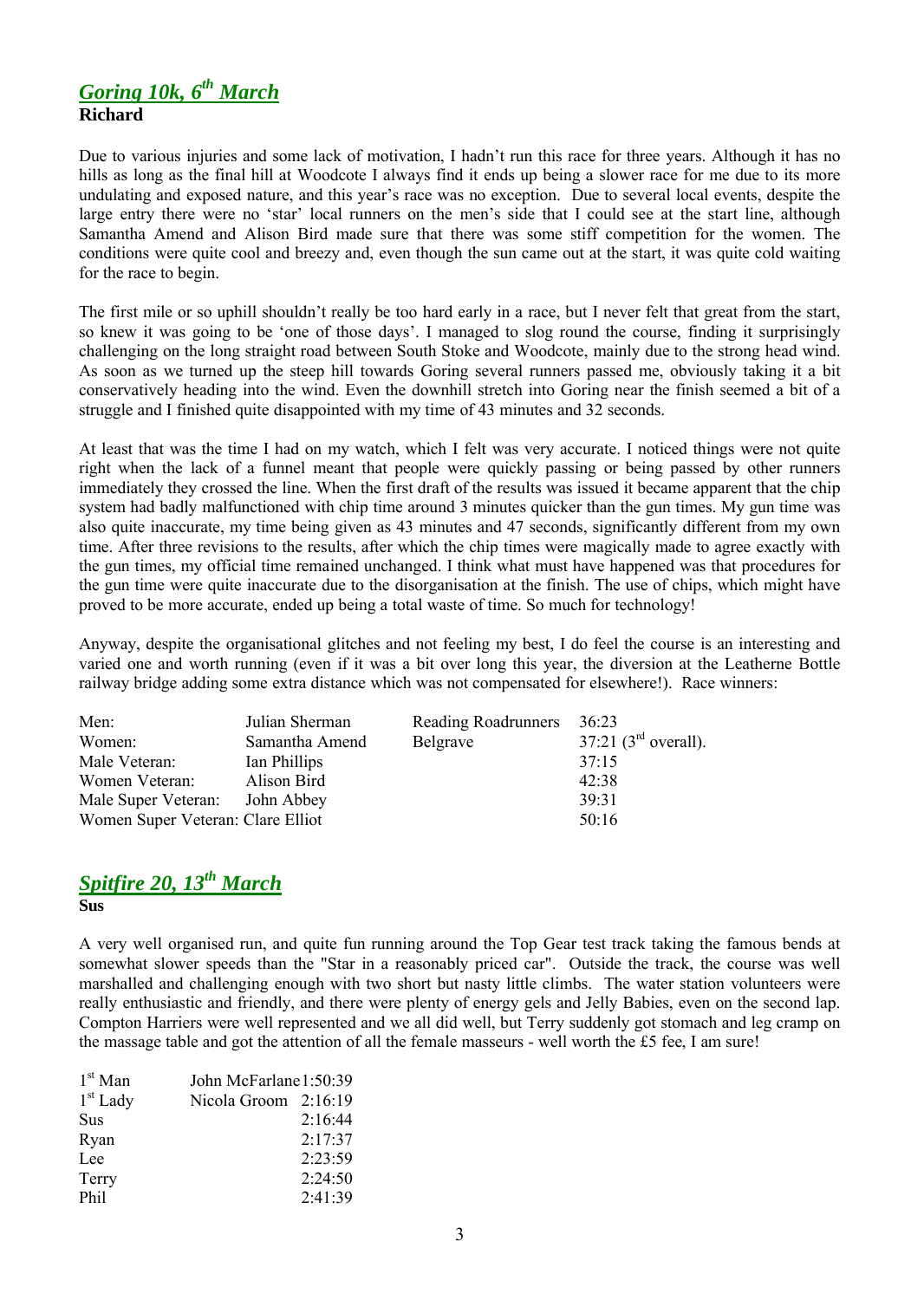## *Goring 10k, 6th March*

**Richard**

Due to various injuries and some lack of motivation, I hadn't run this race for three years. Although it has no hills as long as the final hill at Woodcote I always find it ends up being a slower race for me due to its more undulating and exposed nature, and this year's race was no exception. Due to several local events, despite the large entry there were no 'star' local runners on the men's side that I could see at the start line, although Samantha Amend and Alison Bird made sure that there was some stiff competition for the women. The conditions were quite cool and breezy and, even though the sun came out at the start, it was quite cold waiting for the race to begin.

The first mile or so uphill shouldn't really be too hard early in a race, but I never felt that great from the start, so knew it was going to be 'one of those days'. I managed to slog round the course, finding it surprisingly challenging on the long straight road between South Stoke and Woodcote, mainly due to the strong head wind. As soon as we turned up the steep hill towards Goring several runners passed me, obviously taking it a bit conservatively heading into the wind. Even the downhill stretch into Goring near the finish seemed a bit of a struggle and I finished quite disappointed with my time of 43 minutes and 32 seconds.

At least that was the time I had on my watch, which I felt was very accurate. I noticed things were not quite right when the lack of a funnel meant that people were quickly passing or being passed by other runners immediately they crossed the line. When the first draft of the results was issued it became apparent that the chip system had badly malfunctioned with chip time around 3 minutes quicker than the gun times. My gun time was also quite inaccurate, my time being given as 43 minutes and 47 seconds, significantly different from my own time. After three revisions to the results, after which the chip times were magically made to agree exactly with the gun times, my official time remained unchanged. I think what must have happened was that procedures for the gun time were quite inaccurate due to the disorganisation at the finish. The use of chips, which might have proved to be more accurate, ended up being a total waste of time. So much for technology!

Anyway, despite the organisational glitches and not feeling my best, I do feel the course is an interesting and varied one and worth running (even if it was a bit over long this year, the diversion at the Leatherne Bottle railway bridge adding some extra distance which was not compensated for elsewhere!). Race winners:

| | | | |
|---|---|---|---|
| Men: | Julian Sherman | Reading Roadrunners | 36:23 |
| Women: | Samantha Amend | Belgrave | 37:21 (3rd overall). |
| Male Veteran: | Ian Phillips | | 37:15 |
| Women Veteran: | Alison Bird | | 42:38 |
| Male Super Veteran: | John Abbey | | 39:31 |
| Women Super Veteran: | Clare Elliot | | 50:16 |

## *Spitfire 20, 13th March*

**Sus**

A very well organised run, and quite fun running around the Top Gear test track taking the famous bends at somewhat slower speeds than the "Star in a reasonably priced car". Outside the track, the course was well marshalled and challenging enough with two short but nasty little climbs. The water station volunteers were really enthusiastic and friendly, and there were plenty of energy gels and Jelly Babies, even on the second lap. Compton Harriers were well represented and we all did well, but Terry suddenly got stomach and leg cramp on the massage table and got the attention of all the female masseurs - well worth the £5 fee, I am sure!

| | | |
|---|---|---|
| 1st Man | John McFarlane | 1:50:39 |
| 1st Lady | Nicola Groom | 2:16:19 |
| Sus | | 2:16:44 |
| Ryan | | 2:17:37 |
| Lee | | 2:23:59 |
| Terry | | 2:24:50 |
| Phil | | 2:41:39 |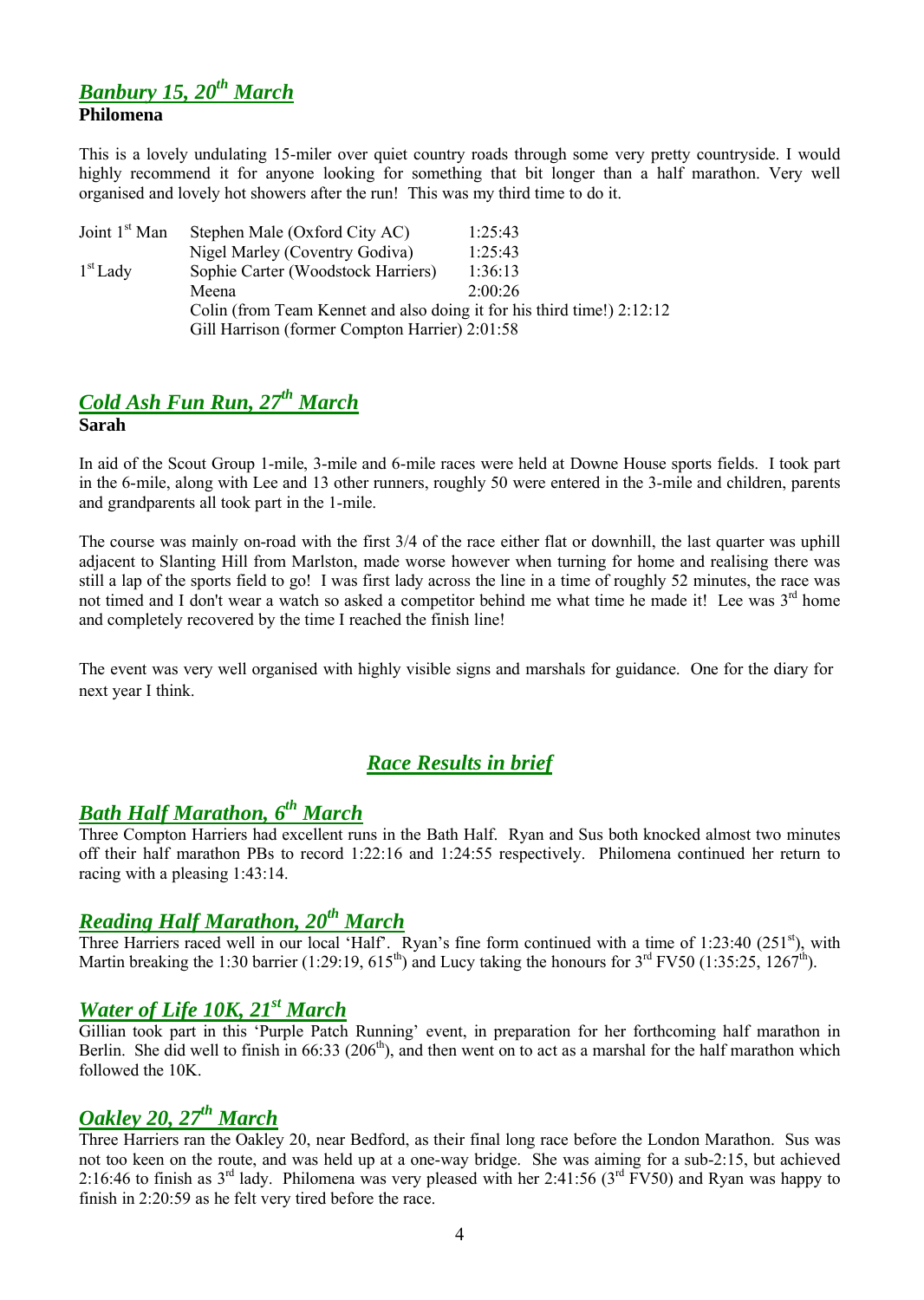## *Banbury 15, 20th March*

**Philomena**

This is a lovely undulating 15-miler over quiet country roads through some very pretty countryside. I would highly recommend it for anyone looking for something that bit longer than a half marathon. Very well organised and lovely hot showers after the run! This was my third time to do it.

| | | |
|---|---|---|
| Joint 1st Man | Stephen Male (Oxford City AC) | 1:25:43 |
| | Nigel Marley (Coventry Godiva) | 1:25:43 |
| 1st Lady | Sophie Carter (Woodstock Harriers) | 1:36:13 |
| | Meena | 2:00:26 |
| | Colin (from Team Kennet and also doing it for his third time!) 2:12:12 | |
| | Gill Harrison (former Compton Harrier) 2:01:58 | |

## *Cold Ash Fun Run, 27th March*

**Sarah**

In aid of the Scout Group 1-mile, 3-mile and 6-mile races were held at Downe House sports fields. I took part in the 6-mile, along with Lee and 13 other runners, roughly 50 were entered in the 3-mile and children, parents and grandparents all took part in the 1-mile.

The course was mainly on-road with the first 3/4 of the race either flat or downhill, the last quarter was uphill adjacent to Slanting Hill from Marlston, made worse however when turning for home and realising there was still a lap of the sports field to go! I was first lady across the line in a time of roughly 52 minutes, the race was not timed and I don't wear a watch so asked a competitor behind me what time he made it! Lee was 3rd home and completely recovered by the time I reached the finish line!

The event was very well organised with highly visible signs and marshals for guidance. One for the diary for next year I think.

## *Race Results in brief*

## *Bath Half Marathon, 6th March*

Three Compton Harriers had excellent runs in the Bath Half. Ryan and Sus both knocked almost two minutes off their half marathon PBs to record 1:22:16 and 1:24:55 respectively. Philomena continued her return to racing with a pleasing 1:43:14.

## *Reading Half Marathon, 20th March*

Three Harriers raced well in our local 'Half'. Ryan's fine form continued with a time of 1:23:40 (251st), with Martin breaking the 1:30 barrier (1:29:19, 615th) and Lucy taking the honours for 3rd FV50 (1:35:25, 1267th).

## *Water of Life 10K, 21st March*

Gillian took part in this 'Purple Patch Running' event, in preparation for her forthcoming half marathon in Berlin. She did well to finish in 66:33 (206th), and then went on to act as a marshal for the half marathon which followed the 10K.

## *Oakley 20, 27th March*

Three Harriers ran the Oakley 20, near Bedford, as their final long race before the London Marathon. Sus was not too keen on the route, and was held up at a one-way bridge. She was aiming for a sub-2:15, but achieved 2:16:46 to finish as 3rd lady. Philomena was very pleased with her 2:41:56 (3rd FV50) and Ryan was happy to finish in 2:20:59 as he felt very tired before the race.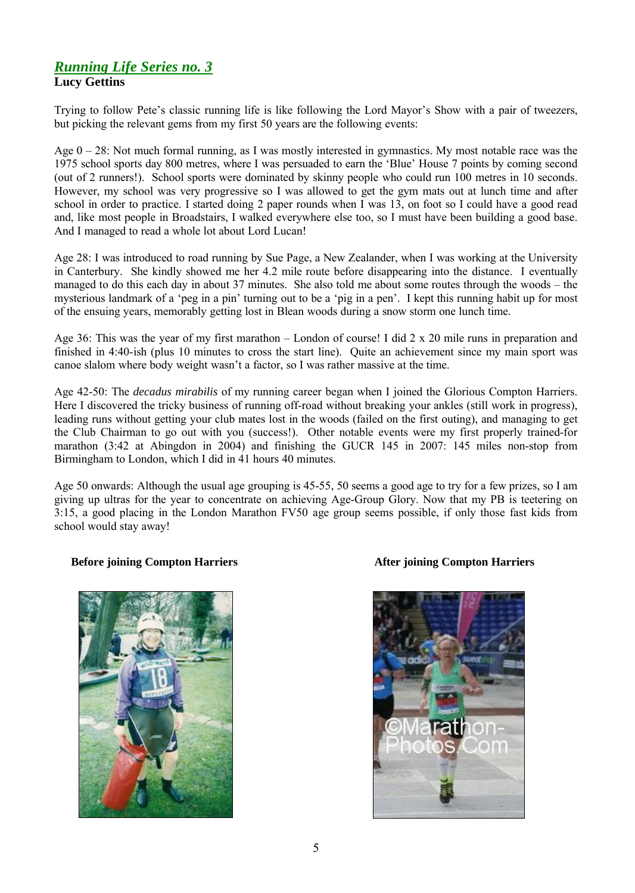## *Running Life Series no. 3*

**Lucy Gettins**

Trying to follow Pete's classic running life is like following the Lord Mayor's Show with a pair of tweezers, but picking the relevant gems from my first 50 years are the following events:

Age 0 – 28: Not much formal running, as I was mostly interested in gymnastics. My most notable race was the 1975 school sports day 800 metres, where I was persuaded to earn the 'Blue' House 7 points by coming second (out of 2 runners!). School sports were dominated by skinny people who could run 100 metres in 10 seconds. However, my school was very progressive so I was allowed to get the gym mats out at lunch time and after school in order to practice. I started doing 2 paper rounds when I was 13, on foot so I could have a good read and, like most people in Broadstairs, I walked everywhere else too, so I must have been building a good base. And I managed to read a whole lot about Lord Lucan!

Age 28: I was introduced to road running by Sue Page, a New Zealander, when I was working at the University in Canterbury. She kindly showed me her 4.2 mile route before disappearing into the distance. I eventually managed to do this each day in about 37 minutes. She also told me about some routes through the woods – the mysterious landmark of a 'peg in a pin' turning out to be a 'pig in a pen'. I kept this running habit up for most of the ensuing years, memorably getting lost in Blean woods during a snow storm one lunch time.

Age 36: This was the year of my first marathon – London of course! I did 2 x 20 mile runs in preparation and finished in 4:40-ish (plus 10 minutes to cross the start line). Quite an achievement since my main sport was canoe slalom where body weight wasn't a factor, so I was rather massive at the time.

Age 42-50: The *decadus mirabilis* of my running career began when I joined the Glorious Compton Harriers. Here I discovered the tricky business of running off-road without breaking your ankles (still work in progress), leading runs without getting your club mates lost in the woods (failed on the first outing), and managing to get the Club Chairman to go out with you (success!). Other notable events were my first properly trained-for marathon (3:42 at Abingdon in 2004) and finishing the GUCR 145 in 2007: 145 miles non-stop from Birmingham to London, which I did in 41 hours 40 minutes.

Age 50 onwards: Although the usual age grouping is 45-55, 50 seems a good age to try for a few prizes, so I am giving up ultras for the year to concentrate on achieving Age-Group Glory. Now that my PB is teetering on 3:15, a good placing in the London Marathon FV50 age group seems possible, if only those fast kids from school would stay away!

**Before joining Compton Harriers**

**After joining Compton Harriers**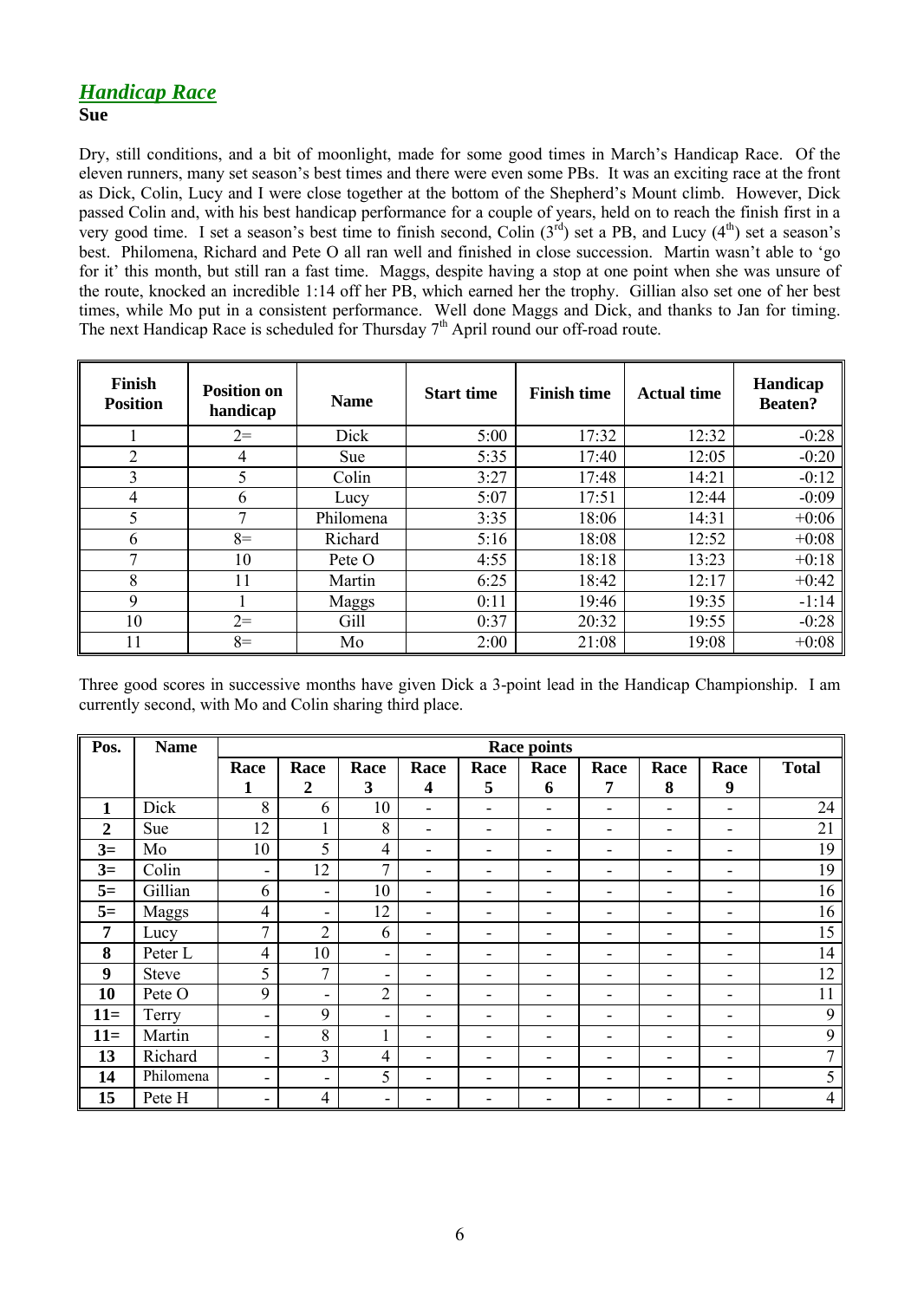## *Handicap Race*

**Sue**

Dry, still conditions, and a bit of moonlight, made for some good times in March's Handicap Race. Of the eleven runners, many set season's best times and there were even some PBs. It was an exciting race at the front as Dick, Colin, Lucy and I were close together at the bottom of the Shepherd's Mount climb. However, Dick passed Colin and, with his best handicap performance for a couple of years, held on to reach the finish first in a very good time. I set a season's best time to finish second, Colin (3rd) set a PB, and Lucy (4th) set a season's best. Philomena, Richard and Pete O all ran well and finished in close succession. Martin wasn't able to 'go for it' this month, but still ran a fast time. Maggs, despite having a stop at one point when she was unsure of the route, knocked an incredible 1:14 off her PB, which earned her the trophy. Gillian also set one of her best times, while Mo put in a consistent performance. Well done Maggs and Dick, and thanks to Jan for timing. The next Handicap Race is scheduled for Thursday 7th April round our off-road route.

| Finish Position | Position on handicap | Name | Start time | Finish time | Actual time | Handicap Beaten? |
|---|---|---|---|---|---|---|
| 1 | 2= | Dick | 5:00 | 17:32 | 12:32 | -0:28 |
| 2 | 4 | Sue | 5:35 | 17:40 | 12:05 | -0:20 |
| 3 | 5 | Colin | 3:27 | 17:48 | 14:21 | -0:12 |
| 4 | 6 | Lucy | 5:07 | 17:51 | 12:44 | -0:09 |
| 5 | 7 | Philomena | 3:35 | 18:06 | 14:31 | +0:06 |
| 6 | 8= | Richard | 5:16 | 18:08 | 12:52 | +0:08 |
| 7 | 10 | Pete O | 4:55 | 18:18 | 13:23 | +0:18 |
| 8 | 11 | Martin | 6:25 | 18:42 | 12:17 | +0:42 |
| 9 | 1 | Maggs | 0:11 | 19:46 | 19:35 | -1:14 |
| 10 | 2= | Gill | 0:37 | 20:32 | 19:55 | -0:28 |
| 11 | 8= | Mo | 2:00 | 21:08 | 19:08 | +0:08 |

Three good scores in successive months have given Dick a 3-point lead in the Handicap Championship. I am currently second, with Mo and Colin sharing third place.

| Pos. | Name | Race points | | | | | | | | | |
|---|---|---|---|---|---|---|---|---|---|---|---|
| | | Race 1 | Race 2 | Race 3 | Race 4 | Race 5 | Race 6 | Race 7 | Race 8 | Race 9 | Total |
| **1** | Dick | 8 | 6 | 10 | - | - | - | - | - | - | 24 |
| **2** | Sue | 12 | 1 | 8 | - | - | - | - | - | - | 21 |
| **3=** | Mo | 10 | 5 | 4 | - | - | - | - | - | - | 19 |
| **3=** | Colin | - | 12 | 7 | - | - | - | - | - | - | 19 |
| **5=** | Gillian | 6 | - | 10 | - | - | - | - | - | - | 16 |
| **5=** | Maggs | 4 | - | 12 | - | - | - | - | - | - | 16 |
| **7** | Lucy | 7 | 2 | 6 | - | - | - | - | - | - | 15 |
| **8** | Peter L | 4 | 10 | - | - | - | - | - | - | - | 14 |
| **9** | Steve | 5 | 7 | - | - | - | - | - | - | - | 12 |
| **10** | Pete O | 9 | - | 2 | - | - | - | - | - | - | 11 |
| **11=** | Terry | - | 9 | - | - | - | - | - | - | - | 9 |
| **11=** | Martin | - | 8 | 1 | - | - | - | - | - | - | 9 |
| **13** | Richard | - | 3 | 4 | - | - | - | - | - | - | 7 |
| **14** | Philomena | - | - | 5 | - | - | - | - | - | - | 5 |
| **15** | Pete H | - | 4 | - | - | - | - | - | - | - | 4 |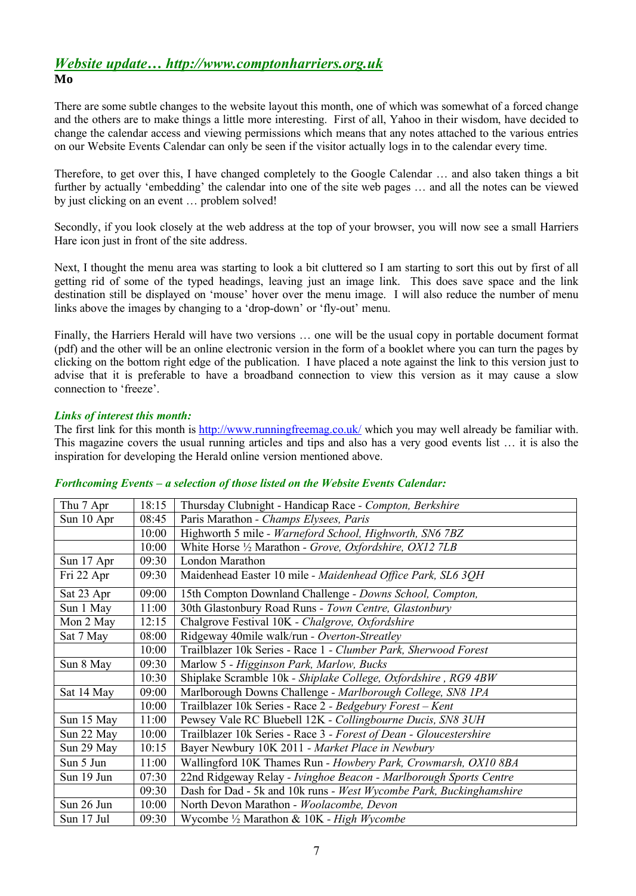## *Website update… http://www.comptonharriers.org.uk*

**Mo**

There are some subtle changes to the website layout this month, one of which was somewhat of a forced change and the others are to make things a little more interesting. First of all, Yahoo in their wisdom, have decided to change the calendar access and viewing permissions which means that any notes attached to the various entries on our Website Events Calendar can only be seen if the visitor actually logs in to the calendar every time.

Therefore, to get over this, I have changed completely to the Google Calendar … and also taken things a bit further by actually 'embedding' the calendar into one of the site web pages … and all the notes can be viewed by just clicking on an event … problem solved!

Secondly, if you look closely at the web address at the top of your browser, you will now see a small Harriers Hare icon just in front of the site address.

Next, I thought the menu area was starting to look a bit cluttered so I am starting to sort this out by first of all getting rid of some of the typed headings, leaving just an image link. This does save space and the link destination still be displayed on 'mouse' hover over the menu image. I will also reduce the number of menu links above the images by changing to a 'drop-down' or 'fly-out' menu.

Finally, the Harriers Herald will have two versions … one will be the usual copy in portable document format (pdf) and the other will be an online electronic version in the form of a booklet where you can turn the pages by clicking on the bottom right edge of the publication. I have placed a note against the link to this version just to advise that it is preferable to have a broadband connection to view this version as it may cause a slow connection to 'freeze'.

***Links of interest this month:***

The first link for this month is http://www.runningfreemag.co.uk/ which you may well already be familiar with. This magazine covers the usual running articles and tips and also has a very good events list … it is also the inspiration for developing the Herald online version mentioned above.

***Forthcoming Events – a selection of those listed on the Website Events Calendar:***

| | | |
|---|---|---|
| Thu 7 Apr | 18:15 | Thursday Clubnight - Handicap Race - *Compton, Berkshire* |
| Sun 10 Apr | 08:45 | Paris Marathon - *Champs Elysees, Paris* |
| | 10:00 | Highworth 5 mile - *Warneford School, Highworth, SN6 7BZ* |
| | 10:00 | White Horse ½ Marathon - *Grove, Oxfordshire, OX12 7LB* |
| Sun 17 Apr | 09:30 | London Marathon |
| Fri 22 Apr | 09:30 | Maidenhead Easter 10 mile - *Maidenhead Office Park, SL6 3QH* |
| Sat 23 Apr | 09:00 | 15th Compton Downland Challenge - *Downs School, Compton,* |
| Sun 1 May | 11:00 | 30th Glastonbury Road Runs - *Town Centre, Glastonbury* |
| Mon 2 May | 12:15 | Chalgrove Festival 10K - *Chalgrove, Oxfordshire* |
| Sat 7 May | 08:00 | Ridgeway 40mile walk/run - *Overton-Streatley* |
| | 10:00 | Trailblazer 10k Series - Race 1 - *Clumber Park, Sherwood Forest* |
| Sun 8 May | 09:30 | Marlow 5 - *Higginson Park, Marlow, Bucks* |
| | 10:30 | Shiplake Scramble 10k - *Shiplake College, Oxfordshire , RG9 4BW* |
| Sat 14 May | 09:00 | Marlborough Downs Challenge - *Marlborough College, SN8 1PA* |
| | 10:00 | Trailblazer 10k Series - Race 2 - *Bedgebury Forest – Kent* |
| Sun 15 May | 11:00 | Pewsey Vale RC Bluebell 12K - *Collingbourne Ducis, SN8 3UH* |
| Sun 22 May | 10:00 | Trailblazer 10k Series - Race 3 - *Forest of Dean - Gloucestershire* |
| Sun 29 May | 10:15 | Bayer Newbury 10K 2011 - *Market Place in Newbury* |
| Sun 5 Jun | 11:00 | Wallingford 10K Thames Run - *Howbery Park, Crowmarsh, OX10 8BA* |
| Sun 19 Jun | 07:30 | 22nd Ridgeway Relay - *Ivinghoe Beacon - Marlborough Sports Centre* |
| | 09:30 | Dash for Dad - 5k and 10k runs - *West Wycombe Park, Buckinghamshire* |
| Sun 26 Jun | 10:00 | North Devon Marathon - *Woolacombe, Devon* |
| Sun 17 Jul | 09:30 | Wycombe ½ Marathon & 10K - *High Wycombe* |